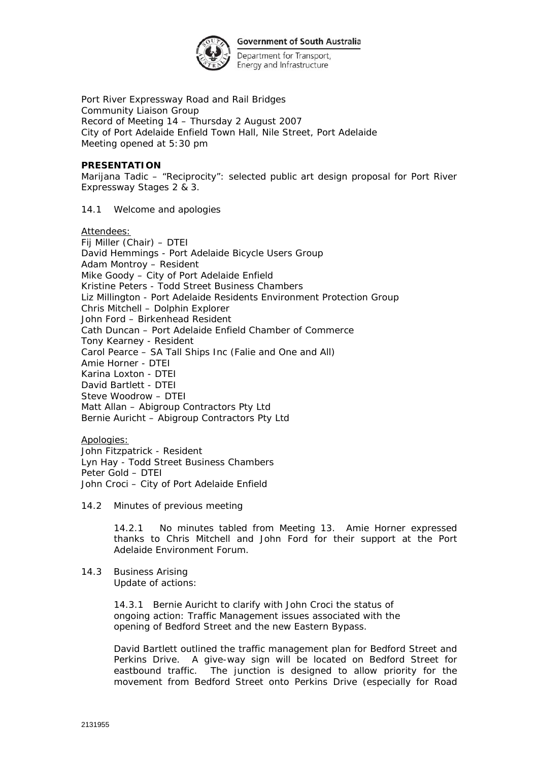Government of South Australia

Department for Transport, Energy and Infrastructure

Port River Expressway Road and Rail Bridges
Community Liaison Group
Record of Meeting 14 – Thursday 2 August 2007
City of Port Adelaide Enfield Town Hall, Nile Street, Port Adelaide
Meeting opened at 5:30 pm

**PRESENTATION**

Marijana Tadic – "Reciprocity": selected public art design proposal for Port River Expressway Stages 2 & 3.

14.1 Welcome and apologies

Attendees:
Fij Miller (Chair) – DTEI
David Hemmings - Port Adelaide Bicycle Users Group
Adam Montroy – Resident
Mike Goody – City of Port Adelaide Enfield
Kristine Peters - Todd Street Business Chambers
Liz Millington - Port Adelaide Residents Environment Protection Group
Chris Mitchell – Dolphin Explorer
John Ford – Birkenhead Resident
Cath Duncan – Port Adelaide Enfield Chamber of Commerce
Tony Kearney - Resident
Carol Pearce – SA Tall Ships Inc (Falie and One and All)
Amie Horner - DTEI
Karina Loxton - DTEI
David Bartlett - DTEI
Steve Woodrow – DTEI
Matt Allan – Abigroup Contractors Pty Ltd
Bernie Auricht – Abigroup Contractors Pty Ltd

Apologies:
John Fitzpatrick - Resident
Lyn Hay - Todd Street Business Chambers
Peter Gold – DTEI
John Croci – City of Port Adelaide Enfield

14.2 Minutes of previous meeting

14.2.1 No minutes tabled from Meeting 13. Amie Horner expressed thanks to Chris Mitchell and John Ford for their support at the Port Adelaide Environment Forum.

14.3 Business Arising
Update of actions:

14.3.1 Bernie Auricht to clarify with John Croci the status of ongoing action: Traffic Management issues associated with the opening of Bedford Street and the new Eastern Bypass.

David Bartlett outlined the traffic management plan for Bedford Street and Perkins Drive. A give-way sign will be located on Bedford Street for eastbound traffic. The junction is designed to allow priority for the movement from Bedford Street onto Perkins Drive (especially for Road

2131955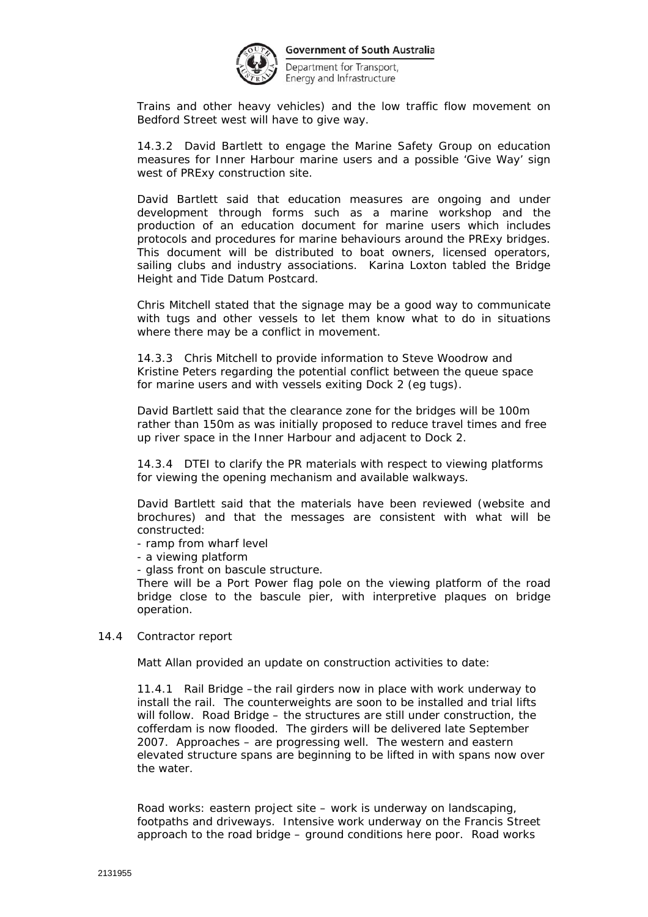Trains and other heavy vehicles) and the low traffic flow movement on Bedford Street west will have to give way.

14.3.2 David Bartlett to engage the Marine Safety Group on education measures for Inner Harbour marine users and a possible 'Give Way' sign west of PRExy construction site.

David Bartlett said that education measures are ongoing and under development through forms such as a marine workshop and the production of an education document for marine users which includes protocols and procedures for marine behaviours around the PRExy bridges. This document will be distributed to boat owners, licensed operators, sailing clubs and industry associations. Karina Loxton tabled the Bridge Height and Tide Datum Postcard.

Chris Mitchell stated that the signage may be a good way to communicate with tugs and other vessels to let them know what to do in situations where there may be a conflict in movement.

14.3.3 Chris Mitchell to provide information to Steve Woodrow and Kristine Peters regarding the potential conflict between the queue space for marine users and with vessels exiting Dock 2 (eg tugs).

David Bartlett said that the clearance zone for the bridges will be 100m rather than 150m as was initially proposed to reduce travel times and free up river space in the Inner Harbour and adjacent to Dock 2.

14.3.4 DTEI to clarify the PR materials with respect to viewing platforms for viewing the opening mechanism and available walkways.

David Bartlett said that the materials have been reviewed (website and brochures) and that the messages are consistent with what will be constructed:

- ramp from wharf level
- a viewing platform
- glass front on bascule structure.

There will be a Port Power flag pole on the viewing platform of the road bridge close to the bascule pier, with interpretive plaques on bridge operation.

14.4 Contractor report

Matt Allan provided an update on construction activities to date:

11.4.1 Rail Bridge –the rail girders now in place with work underway to install the rail. The counterweights are soon to be installed and trial lifts will follow. Road Bridge – the structures are still under construction, the cofferdam is now flooded. The girders will be delivered late September 2007. Approaches – are progressing well. The western and eastern elevated structure spans are beginning to be lifted in with spans now over the water.

Road works: eastern project site – work is underway on landscaping, footpaths and driveways. Intensive work underway on the Francis Street approach to the road bridge – ground conditions here poor. Road works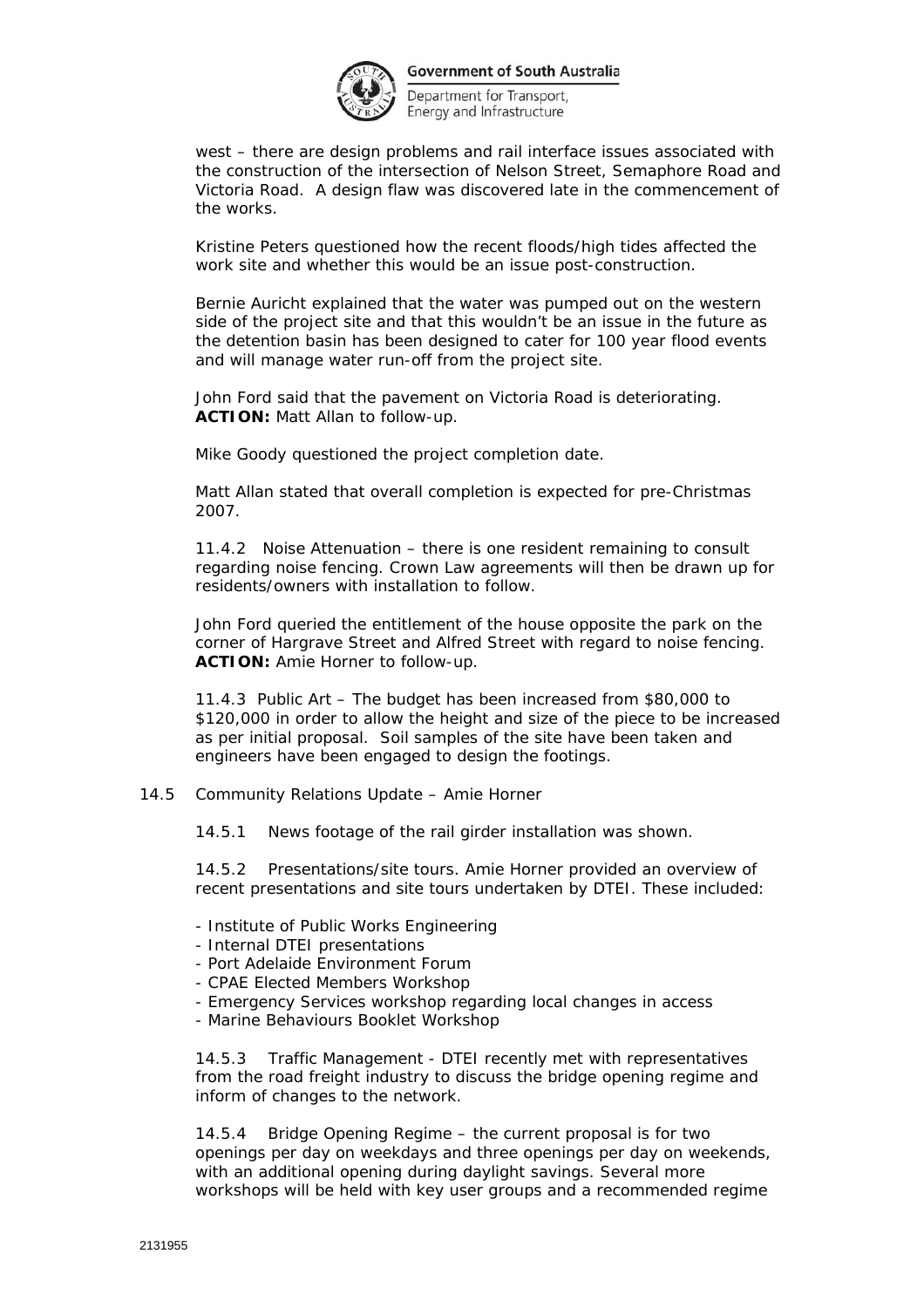west – there are design problems and rail interface issues associated with the construction of the intersection of Nelson Street, Semaphore Road and Victoria Road. A design flaw was discovered late in the commencement of the works.

Kristine Peters questioned how the recent floods/high tides affected the work site and whether this would be an issue post-construction.

Bernie Auricht explained that the water was pumped out on the western side of the project site and that this wouldn't be an issue in the future as the detention basin has been designed to cater for 100 year flood events and will manage water run-off from the project site.

John Ford said that the pavement on Victoria Road is deteriorating.
**ACTION:** Matt Allan to follow-up.

Mike Goody questioned the project completion date.

Matt Allan stated that overall completion is expected for pre-Christmas 2007.

11.4.2 Noise Attenuation – there is one resident remaining to consult regarding noise fencing. Crown Law agreements will then be drawn up for residents/owners with installation to follow.

John Ford queried the entitlement of the house opposite the park on the corner of Hargrave Street and Alfred Street with regard to noise fencing.
**ACTION:** Amie Horner to follow-up.

11.4.3 Public Art – The budget has been increased from $80,000 to $120,000 in order to allow the height and size of the piece to be increased as per initial proposal. Soil samples of the site have been taken and engineers have been engaged to design the footings.

14.5 Community Relations Update – Amie Horner

14.5.1 News footage of the rail girder installation was shown.

14.5.2 Presentations/site tours. Amie Horner provided an overview of recent presentations and site tours undertaken by DTEI. These included:

- Institute of Public Works Engineering
- Internal DTEI presentations
- Port Adelaide Environment Forum
- CPAE Elected Members Workshop
- Emergency Services workshop regarding local changes in access
- Marine Behaviours Booklet Workshop

14.5.3 Traffic Management - DTEI recently met with representatives from the road freight industry to discuss the bridge opening regime and inform of changes to the network.

14.5.4 Bridge Opening Regime – the current proposal is for two openings per day on weekdays and three openings per day on weekends, with an additional opening during daylight savings. Several more workshops will be held with key user groups and a recommended regime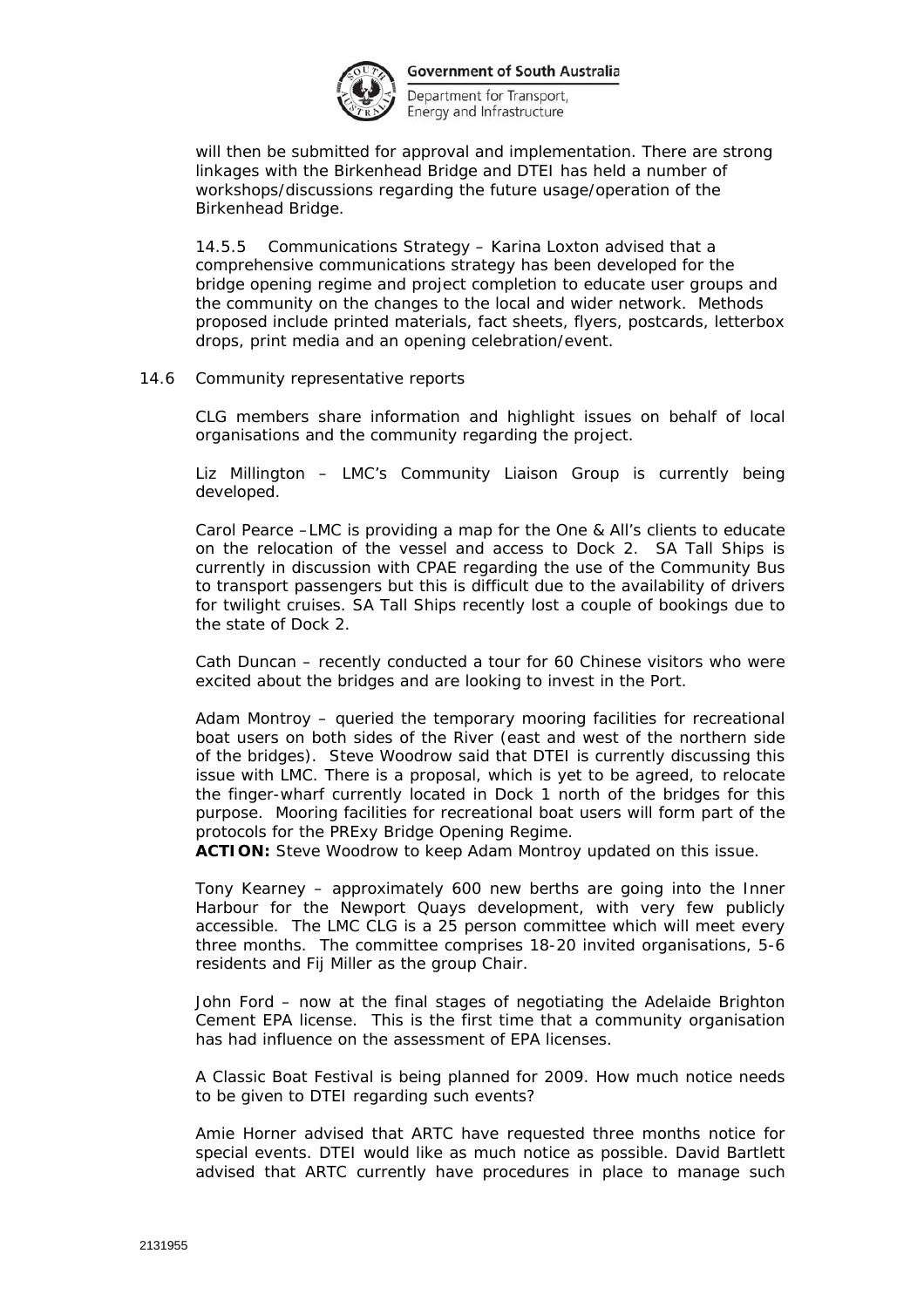will then be submitted for approval and implementation. There are strong linkages with the Birkenhead Bridge and DTEI has held a number of workshops/discussions regarding the future usage/operation of the Birkenhead Bridge.

14.5.5 Communications Strategy – Karina Loxton advised that a comprehensive communications strategy has been developed for the bridge opening regime and project completion to educate user groups and the community on the changes to the local and wider network. Methods proposed include printed materials, fact sheets, flyers, postcards, letterbox drops, print media and an opening celebration/event.

14.6 Community representative reports

CLG members share information and highlight issues on behalf of local organisations and the community regarding the project.

Liz Millington – LMC's Community Liaison Group is currently being developed.

Carol Pearce –LMC is providing a map for the One & All's clients to educate on the relocation of the vessel and access to Dock 2. SA Tall Ships is currently in discussion with CPAE regarding the use of the Community Bus to transport passengers but this is difficult due to the availability of drivers for twilight cruises. SA Tall Ships recently lost a couple of bookings due to the state of Dock 2.

Cath Duncan – recently conducted a tour for 60 Chinese visitors who were excited about the bridges and are looking to invest in the Port.

Adam Montroy – queried the temporary mooring facilities for recreational boat users on both sides of the River (east and west of the northern side of the bridges). Steve Woodrow said that DTEI is currently discussing this issue with LMC. There is a proposal, which is yet to be agreed, to relocate the finger-wharf currently located in Dock 1 north of the bridges for this purpose. Mooring facilities for recreational boat users will form part of the protocols for the PRExy Bridge Opening Regime.
**ACTION:** Steve Woodrow to keep Adam Montroy updated on this issue.

Tony Kearney – approximately 600 new berths are going into the Inner Harbour for the Newport Quays development, with very few publicly accessible. The LMC CLG is a 25 person committee which will meet every three months. The committee comprises 18-20 invited organisations, 5-6 residents and Fij Miller as the group Chair.

John Ford – now at the final stages of negotiating the Adelaide Brighton Cement EPA license. This is the first time that a community organisation has had influence on the assessment of EPA licenses.

A Classic Boat Festival is being planned for 2009. How much notice needs to be given to DTEI regarding such events?

Amie Horner advised that ARTC have requested three months notice for special events. DTEI would like as much notice as possible. David Bartlett advised that ARTC currently have procedures in place to manage such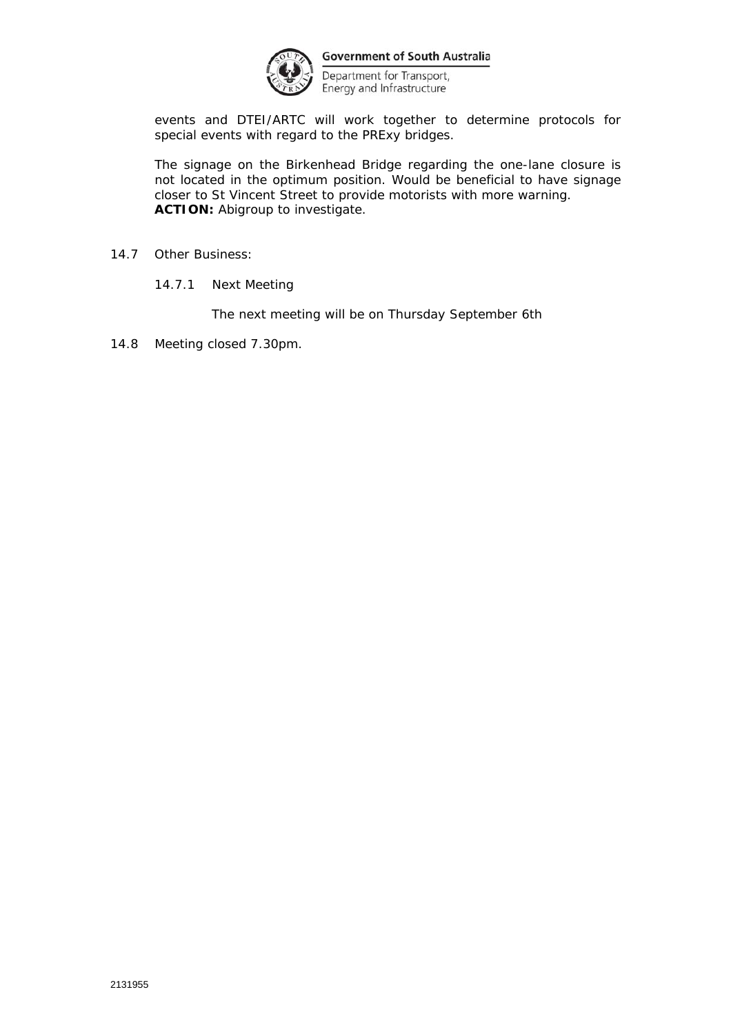events and DTEI/ARTC will work together to determine protocols for special events with regard to the PRExy bridges.

The signage on the Birkenhead Bridge regarding the one-lane closure is not located in the optimum position. Would be beneficial to have signage closer to St Vincent Street to provide motorists with more warning.
**ACTION:** Abigroup to investigate.

14.7 Other Business:

14.7.1 Next Meeting

The next meeting will be on Thursday September 6th

14.8 Meeting closed 7.30pm.

2131955